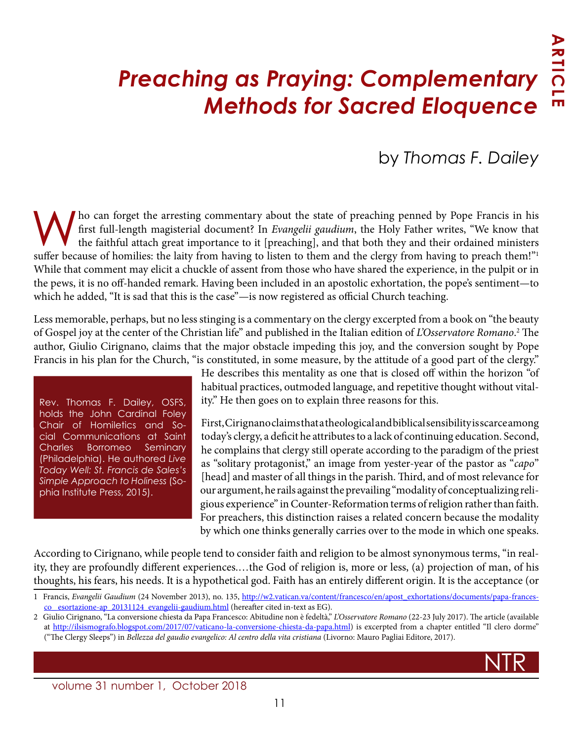# *Preaching as Praying: Complementary Methods for Sacred Eloquence*

by *Thomas F. Dailey*

Who can forget the arresting commentary about the state of preaching penned by Pope Francis in his first full-length magisterial document? In *Evangelii gaudium*, the Holy Father writes, "We know that the faithful attach great importance to it [preaching], and that both they and their ordained ministers suffer because of homilies: the laity from having to listen to them and the clergy from having to preach them!"[1] While that comment may elicit a chuckle of assent from those who have shared the experience, in the pulpit or in the pews, it is no off-handed remark. Having been included in an apostolic exhortation, the pope's sentiment—to which he added, "It is sad that this is the case"—is now registered as official Church teaching.

Less memorable, perhaps, but no less stinging is a commentary on the clergy excerpted from a book on "the beauty of Gospel joy at the center of the Christian life" and published in the Italian edition of *L'Osservatore Romano*.[2] The author, Giulio Cirignano, claims that the major obstacle impeding this joy, and the conversion sought by Pope Francis in his plan for the Church, "is constituted, in some measure, by the attitude of a good part of the clergy." He describes this mentality as one that is closed off within the horizon "of habitual practices, outmoded language, and repetitive thought without vitality." He then goes on to explain three reasons for this.

Rev. Thomas F. Dailey, OSFS, holds the John Cardinal Foley Chair of Homiletics and Social Communications at Saint Charles Borromeo Seminary (Philadelphia). He authored *Live Today Well: St. Francis de Sales's Simple Approach to Holiness* (Sophia Institute Press, 2015).

First, Cirignano claims that a theological and biblical sensibility is scarce among today's clergy, a deficit he attributes to a lack of continuing education. Second, he complains that clergy still operate according to the paradigm of the priest as "solitary protagonist," an image from yester-year of the pastor as "*capo*" [head] and master of all things in the parish. Third, and of most relevance for our argument, he rails against the prevailing "modality of conceptualizing religious experience" in Counter-Reformation terms of religion rather than faith. For preachers, this distinction raises a related concern because the modality by which one thinks generally carries over to the mode in which one speaks.

According to Cirignano, while people tend to consider faith and religion to be almost synonymous terms, "in reality, they are profoundly different experiences.…the God of religion is, more or less, (a) projection of man, of his thoughts, his fears, his needs. It is a hypothetical god. Faith has an entirely different origin. It is the acceptance (or

---

1 Francis, *Evangelii Gaudium* (24 November 2013), no. 135, http://w2.vatican.va/content/francesco/en/apost_exhortations/documents/papa-francesco_esortazione-ap_20131124_evangelii-gaudium.html (hereafter cited in-text as EG).

2 Giulio Cirignano, "La conversione chiesta da Papa Francesco: Abitudine non è fedeltà," *L'Osservatore Romano* (22-23 July 2017). The article (available at http://ilsismografo.blogspot.com/2017/07/vaticano-la-conversione-chiesta-da-papa.html) is excerpted from a chapter entitled "Il clero dorme" ("The Clergy Sleeps") in *Bellezza del gaudio evangelico: Al centro della vita cristiana* (Livorno: Mauro Pagliai Editore, 2017).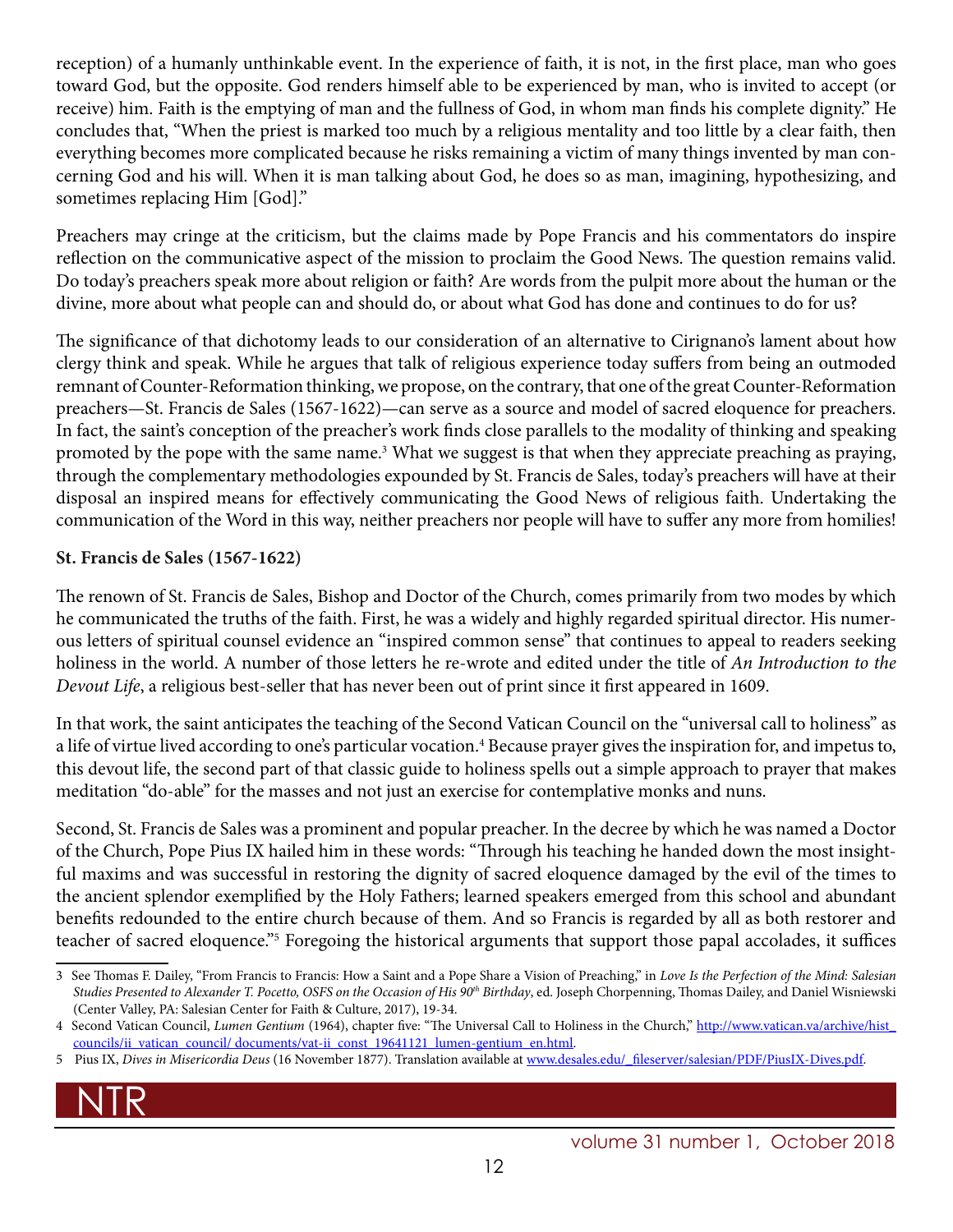reception) of a humanly unthinkable event. In the experience of faith, it is not, in the first place, man who goes toward God, but the opposite. God renders himself able to be experienced by man, who is invited to accept (or receive) him. Faith is the emptying of man and the fullness of God, in whom man finds his complete dignity." He concludes that, "When the priest is marked too much by a religious mentality and too little by a clear faith, then everything becomes more complicated because he risks remaining a victim of many things invented by man concerning God and his will. When it is man talking about God, he does so as man, imagining, hypothesizing, and sometimes replacing Him [God]."

Preachers may cringe at the criticism, but the claims made by Pope Francis and his commentators do inspire reflection on the communicative aspect of the mission to proclaim the Good News. The question remains valid. Do today's preachers speak more about religion or faith? Are words from the pulpit more about the human or the divine, more about what people can and should do, or about what God has done and continues to do for us?

The significance of that dichotomy leads to our consideration of an alternative to Cirignano's lament about how clergy think and speak. While he argues that talk of religious experience today suffers from being an outmoded remnant of Counter-Reformation thinking, we propose, on the contrary, that one of the great Counter-Reformation preachers—St. Francis de Sales (1567-1622)—can serve as a source and model of sacred eloquence for preachers. In fact, the saint's conception of the preacher's work finds close parallels to the modality of thinking and speaking promoted by the pope with the same name.[3] What we suggest is that when they appreciate preaching as praying, through the complementary methodologies expounded by St. Francis de Sales, today's preachers will have at their disposal an inspired means for effectively communicating the Good News of religious faith. Undertaking the communication of the Word in this way, neither preachers nor people will have to suffer any more from homilies!

**St. Francis de Sales (1567-1622)**

The renown of St. Francis de Sales, Bishop and Doctor of the Church, comes primarily from two modes by which he communicated the truths of the faith. First, he was a widely and highly regarded spiritual director. His numerous letters of spiritual counsel evidence an "inspired common sense" that continues to appeal to readers seeking holiness in the world. A number of those letters he re-wrote and edited under the title of *An Introduction to the Devout Life*, a religious best-seller that has never been out of print since it first appeared in 1609.

In that work, the saint anticipates the teaching of the Second Vatican Council on the "universal call to holiness" as a life of virtue lived according to one's particular vocation.[4] Because prayer gives the inspiration for, and impetus to, this devout life, the second part of that classic guide to holiness spells out a simple approach to prayer that makes meditation "do-able" for the masses and not just an exercise for contemplative monks and nuns.

Second, St. Francis de Sales was a prominent and popular preacher. In the decree by which he was named a Doctor of the Church, Pope Pius IX hailed him in these words: "Through his teaching he handed down the most insightful maxims and was successful in restoring the dignity of sacred eloquence damaged by the evil of the times to the ancient splendor exemplified by the Holy Fathers; learned speakers emerged from this school and abundant benefits redounded to the entire church because of them. And so Francis is regarded by all as both restorer and teacher of sacred eloquence."[5] Foregoing the historical arguments that support those papal accolades, it suffices

---

3 See Thomas F. Dailey, "From Francis to Francis: How a Saint and a Pope Share a Vision of Preaching," in *Love Is the Perfection of the Mind: Salesian Studies Presented to Alexander T. Pocetto, OSFS on the Occasion of His 90th Birthday*, ed. Joseph Chorpenning, Thomas Dailey, and Daniel Wisniewski (Center Valley, PA: Salesian Center for Faith & Culture, 2017), 19-34.

4 Second Vatican Council, *Lumen Gentium* (1964), chapter five: "The Universal Call to Holiness in the Church," http://www.vatican.va/archive/hist_councils/ii_vatican_council/ documents/vat-ii_const_19641121_lumen-gentium_en.html.

5 Pius IX, *Dives in Misericordia Deus* (16 November 1877). Translation available at www.desales.edu/_fileserver/salesian/PDF/PiusIX-Dives.pdf.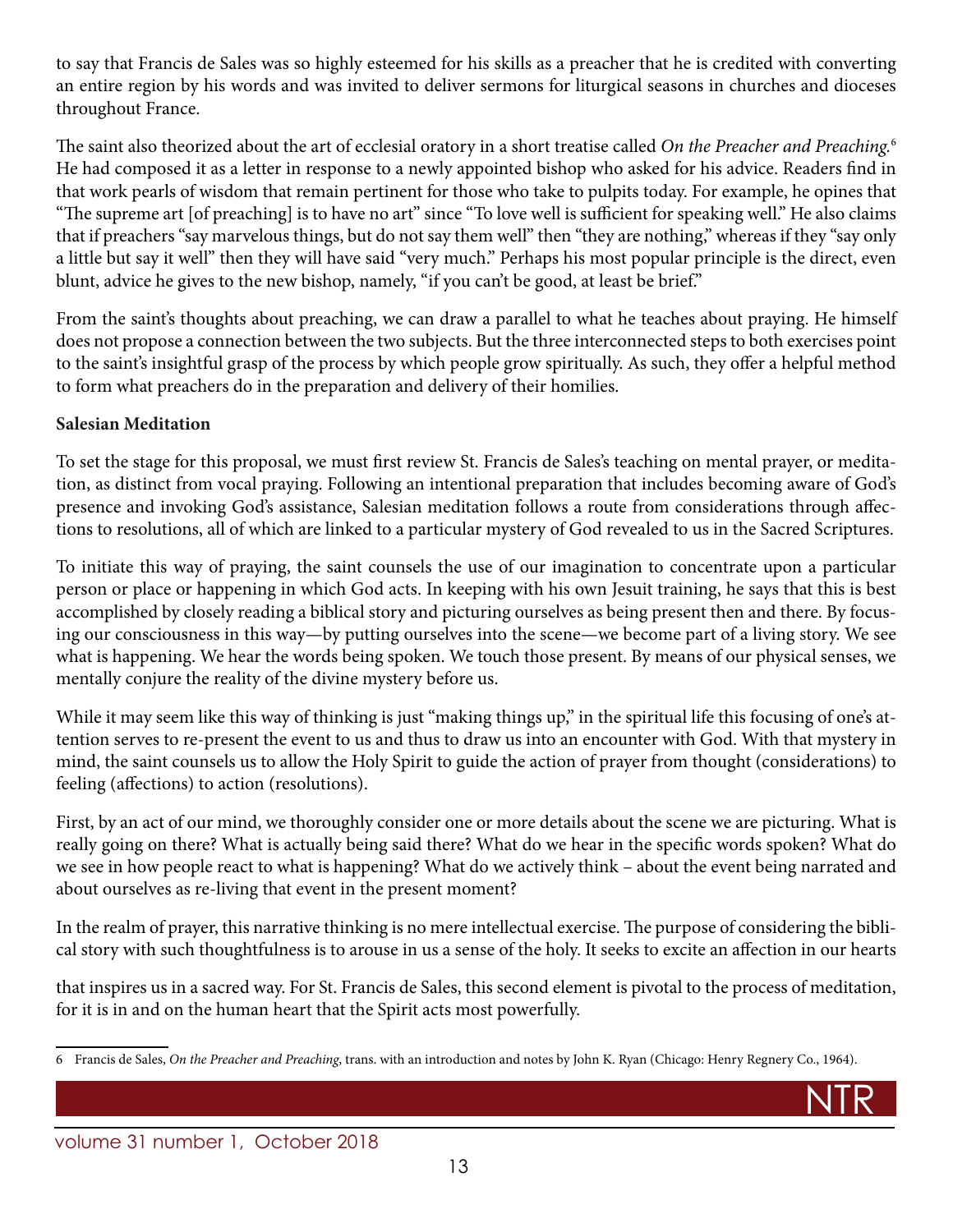to say that Francis de Sales was so highly esteemed for his skills as a preacher that he is credited with converting an entire region by his words and was invited to deliver sermons for liturgical seasons in churches and dioceses throughout France.

The saint also theorized about the art of ecclesial oratory in a short treatise called *On the Preacher and Preaching.*[6] He had composed it as a letter in response to a newly appointed bishop who asked for his advice. Readers find in that work pearls of wisdom that remain pertinent for those who take to pulpits today. For example, he opines that "The supreme art [of preaching] is to have no art" since "To love well is sufficient for speaking well." He also claims that if preachers "say marvelous things, but do not say them well" then "they are nothing," whereas if they "say only a little but say it well" then they will have said "very much." Perhaps his most popular principle is the direct, even blunt, advice he gives to the new bishop, namely, "if you can't be good, at least be brief."

From the saint's thoughts about preaching, we can draw a parallel to what he teaches about praying. He himself does not propose a connection between the two subjects. But the three interconnected steps to both exercises point to the saint's insightful grasp of the process by which people grow spiritually. As such, they offer a helpful method to form what preachers do in the preparation and delivery of their homilies.

**Salesian Meditation**

To set the stage for this proposal, we must first review St. Francis de Sales's teaching on mental prayer, or meditation, as distinct from vocal praying. Following an intentional preparation that includes becoming aware of God's presence and invoking God's assistance, Salesian meditation follows a route from considerations through affections to resolutions, all of which are linked to a particular mystery of God revealed to us in the Sacred Scriptures.

To initiate this way of praying, the saint counsels the use of our imagination to concentrate upon a particular person or place or happening in which God acts. In keeping with his own Jesuit training, he says that this is best accomplished by closely reading a biblical story and picturing ourselves as being present then and there. By focusing our consciousness in this way—by putting ourselves into the scene—we become part of a living story. We see what is happening. We hear the words being spoken. We touch those present. By means of our physical senses, we mentally conjure the reality of the divine mystery before us.

While it may seem like this way of thinking is just "making things up," in the spiritual life this focusing of one's attention serves to re-present the event to us and thus to draw us into an encounter with God. With that mystery in mind, the saint counsels us to allow the Holy Spirit to guide the action of prayer from thought (considerations) to feeling (affections) to action (resolutions).

First, by an act of our mind, we thoroughly consider one or more details about the scene we are picturing. What is really going on there? What is actually being said there? What do we hear in the specific words spoken? What do we see in how people react to what is happening? What do we actively think – about the event being narrated and about ourselves as re-living that event in the present moment?

In the realm of prayer, this narrative thinking is no mere intellectual exercise. The purpose of considering the biblical story with such thoughtfulness is to arouse in us a sense of the holy. It seeks to excite an affection in our hearts that inspires us in a sacred way. For St. Francis de Sales, this second element is pivotal to the process of meditation, for it is in and on the human heart that the Spirit acts most powerfully.

---

6 Francis de Sales, *On the Preacher and Preaching*, trans. with an introduction and notes by John K. Ryan (Chicago: Henry Regnery Co., 1964).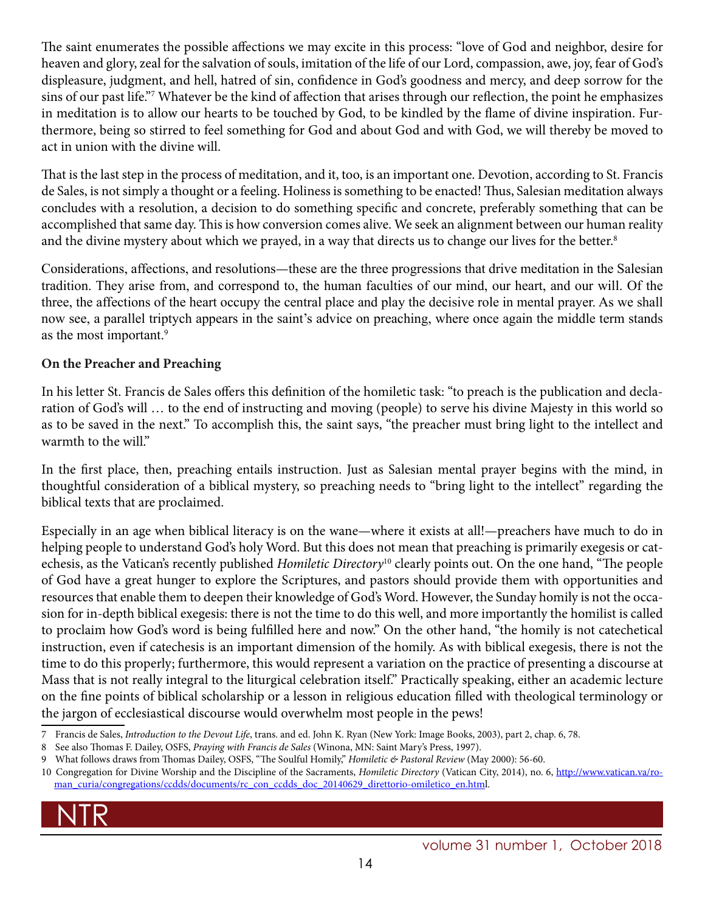The saint enumerates the possible affections we may excite in this process: "love of God and neighbor, desire for heaven and glory, zeal for the salvation of souls, imitation of the life of our Lord, compassion, awe, joy, fear of God's displeasure, judgment, and hell, hatred of sin, confidence in God's goodness and mercy, and deep sorrow for the sins of our past life."[7] Whatever be the kind of affection that arises through our reflection, the point he emphasizes in meditation is to allow our hearts to be touched by God, to be kindled by the flame of divine inspiration. Furthermore, being so stirred to feel something for God and about God and with God, we will thereby be moved to act in union with the divine will.

That is the last step in the process of meditation, and it, too, is an important one. Devotion, according to St. Francis de Sales, is not simply a thought or a feeling. Holiness is something to be enacted! Thus, Salesian meditation always concludes with a resolution, a decision to do something specific and concrete, preferably something that can be accomplished that same day. This is how conversion comes alive. We seek an alignment between our human reality and the divine mystery about which we prayed, in a way that directs us to change our lives for the better.[8]

Considerations, affections, and resolutions—these are the three progressions that drive meditation in the Salesian tradition. They arise from, and correspond to, the human faculties of our mind, our heart, and our will. Of the three, the affections of the heart occupy the central place and play the decisive role in mental prayer. As we shall now see, a parallel triptych appears in the saint's advice on preaching, where once again the middle term stands as the most important.[9]

**On the Preacher and Preaching**

In his letter St. Francis de Sales offers this definition of the homiletic task: "to preach is the publication and declaration of God's will … to the end of instructing and moving (people) to serve his divine Majesty in this world so as to be saved in the next." To accomplish this, the saint says, "the preacher must bring light to the intellect and warmth to the will."

In the first place, then, preaching entails instruction. Just as Salesian mental prayer begins with the mind, in thoughtful consideration of a biblical mystery, so preaching needs to "bring light to the intellect" regarding the biblical texts that are proclaimed.

Especially in an age when biblical literacy is on the wane—where it exists at all!—preachers have much to do in helping people to understand God's holy Word. But this does not mean that preaching is primarily exegesis or catechesis, as the Vatican's recently published *Homiletic Directory*[10] clearly points out. On the one hand, "The people of God have a great hunger to explore the Scriptures, and pastors should provide them with opportunities and resources that enable them to deepen their knowledge of God's Word. However, the Sunday homily is not the occasion for in-depth biblical exegesis: there is not the time to do this well, and more importantly the homilist is called to proclaim how God's word is being fulfilled here and now." On the other hand, "the homily is not catechetical instruction, even if catechesis is an important dimension of the homily. As with biblical exegesis, there is not the time to do this properly; furthermore, this would represent a variation on the practice of presenting a discourse at Mass that is not really integral to the liturgical celebration itself." Practically speaking, either an academic lecture on the fine points of biblical scholarship or a lesson in religious education filled with theological terminology or the jargon of ecclesiastical discourse would overwhelm most people in the pews!

---

7 Francis de Sales, *Introduction to the Devout Life*, trans. and ed. John K. Ryan (New York: Image Books, 2003), part 2, chap. 6, 78.

8 See also Thomas F. Dailey, OSFS, *Praying with Francis de Sales* (Winona, MN: Saint Mary's Press, 1997).

9 What follows draws from Thomas Dailey, OSFS, "The Soulful Homily," *Homiletic & Pastoral Review* (May 2000): 56-60.

10 Congregation for Divine Worship and the Discipline of the Sacraments, *Homiletic Directory* (Vatican City, 2014), no. 6, http://www.vatican.va/roman_curia/congregations/ccdds/documents/rc_con_ccdds_doc_20140629_direttorio-omiletico_en.html.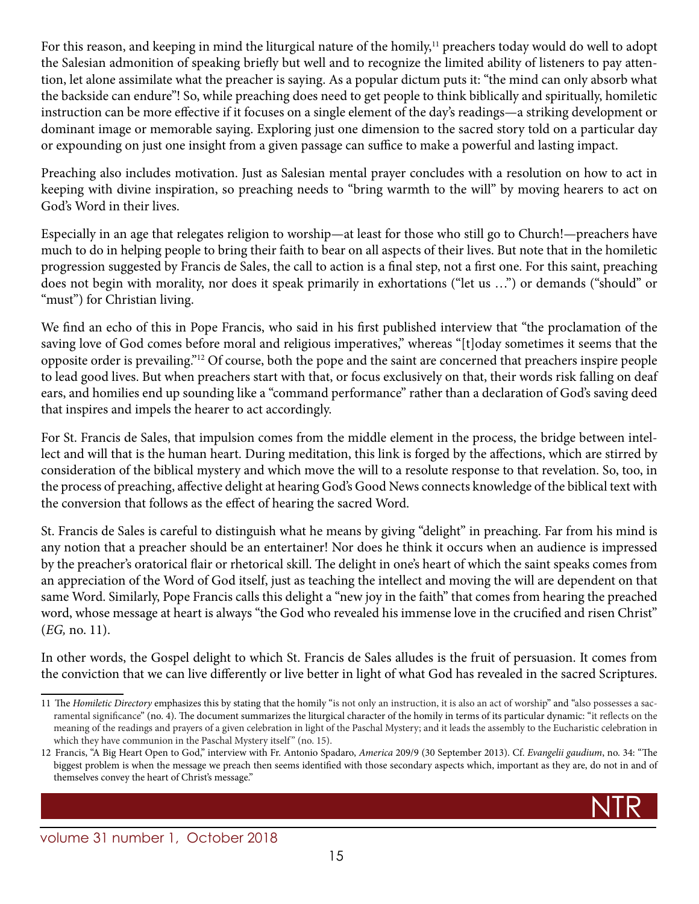For this reason, and keeping in mind the liturgical nature of the homily,[11] preachers today would do well to adopt the Salesian admonition of speaking briefly but well and to recognize the limited ability of listeners to pay attention, let alone assimilate what the preacher is saying. As a popular dictum puts it: "the mind can only absorb what the backside can endure"! So, while preaching does need to get people to think biblically and spiritually, homiletic instruction can be more effective if it focuses on a single element of the day's readings—a striking development or dominant image or memorable saying. Exploring just one dimension to the sacred story told on a particular day or expounding on just one insight from a given passage can suffice to make a powerful and lasting impact.

Preaching also includes motivation. Just as Salesian mental prayer concludes with a resolution on how to act in keeping with divine inspiration, so preaching needs to "bring warmth to the will" by moving hearers to act on God's Word in their lives.

Especially in an age that relegates religion to worship—at least for those who still go to Church!—preachers have much to do in helping people to bring their faith to bear on all aspects of their lives. But note that in the homiletic progression suggested by Francis de Sales, the call to action is a final step, not a first one. For this saint, preaching does not begin with morality, nor does it speak primarily in exhortations ("let us …") or demands ("should" or "must") for Christian living.

We find an echo of this in Pope Francis, who said in his first published interview that "the proclamation of the saving love of God comes before moral and religious imperatives," whereas "[t]oday sometimes it seems that the opposite order is prevailing."[12] Of course, both the pope and the saint are concerned that preachers inspire people to lead good lives. But when preachers start with that, or focus exclusively on that, their words risk falling on deaf ears, and homilies end up sounding like a "command performance" rather than a declaration of God's saving deed that inspires and impels the hearer to act accordingly.

For St. Francis de Sales, that impulsion comes from the middle element in the process, the bridge between intellect and will that is the human heart. During meditation, this link is forged by the affections, which are stirred by consideration of the biblical mystery and which move the will to a resolute response to that revelation. So, too, in the process of preaching, affective delight at hearing God's Good News connects knowledge of the biblical text with the conversion that follows as the effect of hearing the sacred Word.

St. Francis de Sales is careful to distinguish what he means by giving "delight" in preaching. Far from his mind is any notion that a preacher should be an entertainer! Nor does he think it occurs when an audience is impressed by the preacher's oratorical flair or rhetorical skill. The delight in one's heart of which the saint speaks comes from an appreciation of the Word of God itself, just as teaching the intellect and moving the will are dependent on that same Word. Similarly, Pope Francis calls this delight a "new joy in the faith" that comes from hearing the preached word, whose message at heart is always "the God who revealed his immense love in the crucified and risen Christ" (*EG,* no. 11).

In other words, the Gospel delight to which St. Francis de Sales alludes is the fruit of persuasion. It comes from the conviction that we can live differently or live better in light of what God has revealed in the sacred Scriptures.

---

11 The *Homiletic Directory* emphasizes this by stating that the homily "is not only an instruction, it is also an act of worship" and "also possesses a sacramental significance" (no. 4). The document summarizes the liturgical character of the homily in terms of its particular dynamic: "it reflects on the meaning of the readings and prayers of a given celebration in light of the Paschal Mystery; and it leads the assembly to the Eucharistic celebration in which they have communion in the Paschal Mystery itself" (no. 15).

12 Francis, "A Big Heart Open to God," interview with Fr. Antonio Spadaro, *America* 209/9 (30 September 2013). Cf. *Evangelii gaudium*, no. 34: "The biggest problem is when the message we preach then seems identified with those secondary aspects which, important as they are, do not in and of themselves convey the heart of Christ's message."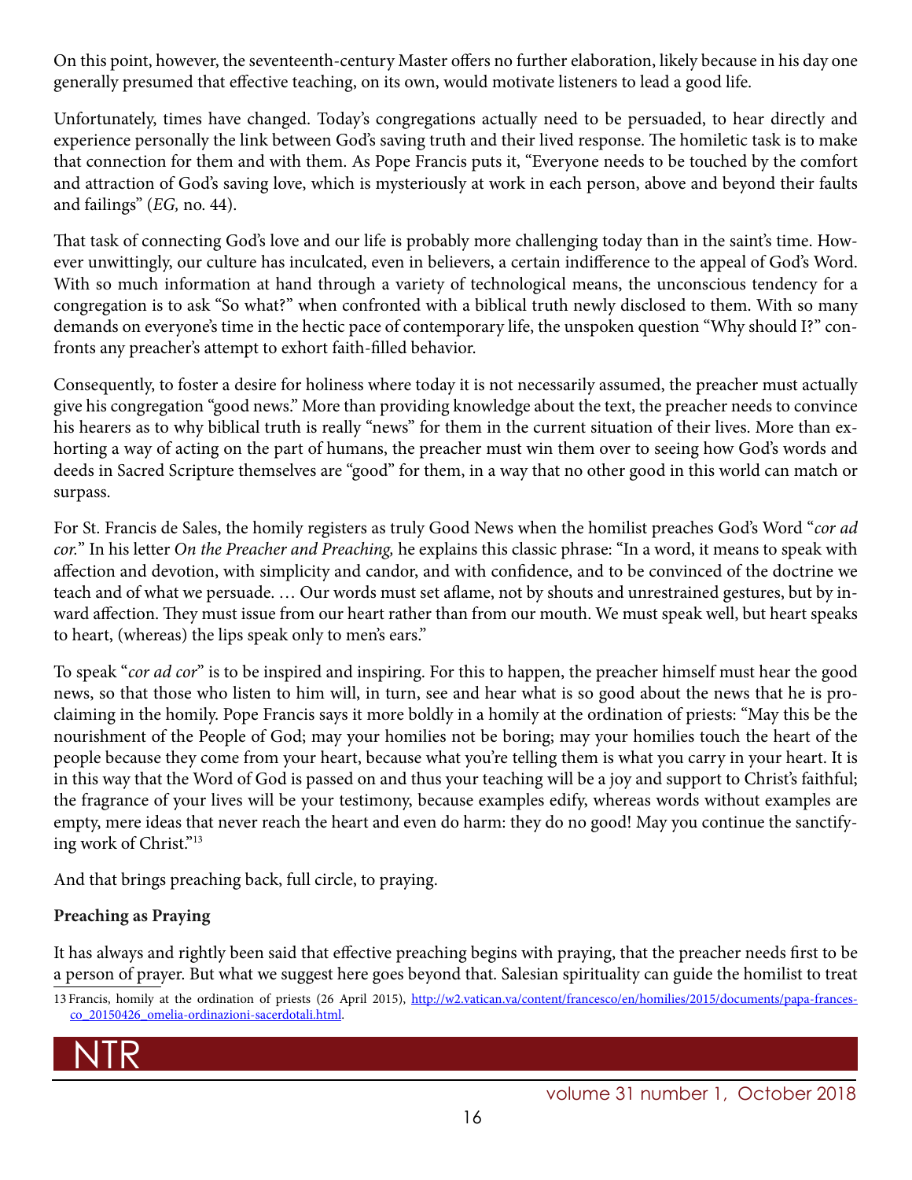On this point, however, the seventeenth-century Master offers no further elaboration, likely because in his day one generally presumed that effective teaching, on its own, would motivate listeners to lead a good life.

Unfortunately, times have changed. Today's congregations actually need to be persuaded, to hear directly and experience personally the link between God's saving truth and their lived response. The homiletic task is to make that connection for them and with them. As Pope Francis puts it, "Everyone needs to be touched by the comfort and attraction of God's saving love, which is mysteriously at work in each person, above and beyond their faults and failings" (*EG,* no. 44).

That task of connecting God's love and our life is probably more challenging today than in the saint's time. However unwittingly, our culture has inculcated, even in believers, a certain indifference to the appeal of God's Word. With so much information at hand through a variety of technological means, the unconscious tendency for a congregation is to ask "So what?" when confronted with a biblical truth newly disclosed to them. With so many demands on everyone's time in the hectic pace of contemporary life, the unspoken question "Why should I?" confronts any preacher's attempt to exhort faith-filled behavior.

Consequently, to foster a desire for holiness where today it is not necessarily assumed, the preacher must actually give his congregation "good news." More than providing knowledge about the text, the preacher needs to convince his hearers as to why biblical truth is really "news" for them in the current situation of their lives. More than exhorting a way of acting on the part of humans, the preacher must win them over to seeing how God's words and deeds in Sacred Scripture themselves are "good" for them, in a way that no other good in this world can match or surpass.

For St. Francis de Sales, the homily registers as truly Good News when the homilist preaches God's Word "*cor ad cor.*" In his letter *On the Preacher and Preaching,* he explains this classic phrase: "In a word, it means to speak with affection and devotion, with simplicity and candor, and with confidence, and to be convinced of the doctrine we teach and of what we persuade. … Our words must set aflame, not by shouts and unrestrained gestures, but by inward affection. They must issue from our heart rather than from our mouth. We must speak well, but heart speaks to heart, (whereas) the lips speak only to men's ears."

To speak "*cor ad cor*" is to be inspired and inspiring. For this to happen, the preacher himself must hear the good news, so that those who listen to him will, in turn, see and hear what is so good about the news that he is proclaiming in the homily. Pope Francis says it more boldly in a homily at the ordination of priests: "May this be the nourishment of the People of God; may your homilies not be boring; may your homilies touch the heart of the people because they come from your heart, because what you're telling them is what you carry in your heart. It is in this way that the Word of God is passed on and thus your teaching will be a joy and support to Christ's faithful; the fragrance of your lives will be your testimony, because examples edify, whereas words without examples are empty, mere ideas that never reach the heart and even do harm: they do no good! May you continue the sanctifying work of Christ."[13]

And that brings preaching back, full circle, to praying.

**Preaching as Praying**

It has always and rightly been said that effective preaching begins with praying, that the preacher needs first to be a person of prayer. But what we suggest here goes beyond that. Salesian spirituality can guide the homilist to treat

13 Francis, homily at the ordination of priests (26 April 2015), http://w2.vatican.va/content/francesco/en/homilies/2015/documents/papa-francesco_20150426_omelia-ordinazioni-sacerdotali.html.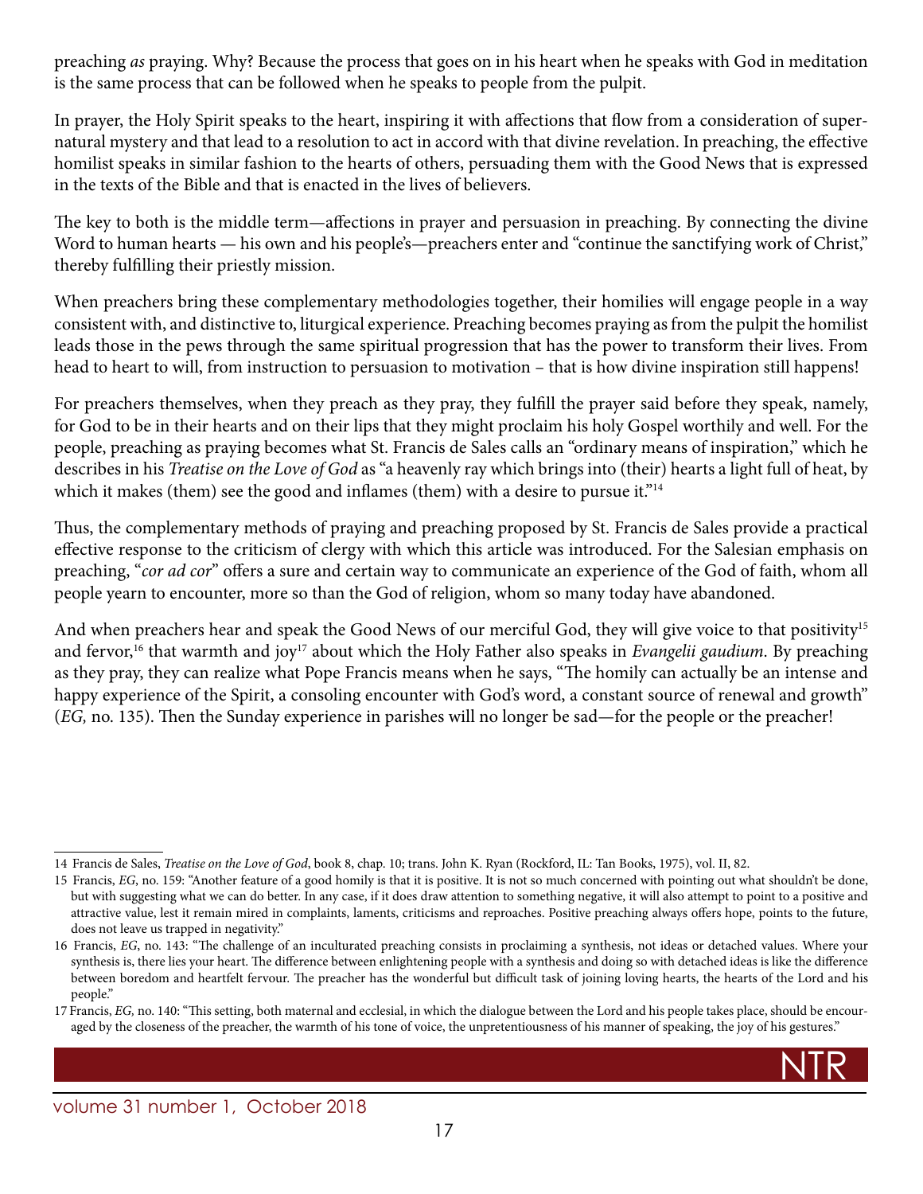preaching *as* praying. Why? Because the process that goes on in his heart when he speaks with God in meditation is the same process that can be followed when he speaks to people from the pulpit.

In prayer, the Holy Spirit speaks to the heart, inspiring it with affections that flow from a consideration of supernatural mystery and that lead to a resolution to act in accord with that divine revelation. In preaching, the effective homilist speaks in similar fashion to the hearts of others, persuading them with the Good News that is expressed in the texts of the Bible and that is enacted in the lives of believers.

The key to both is the middle term—affections in prayer and persuasion in preaching. By connecting the divine Word to human hearts — his own and his people's—preachers enter and "continue the sanctifying work of Christ," thereby fulfilling their priestly mission.

When preachers bring these complementary methodologies together, their homilies will engage people in a way consistent with, and distinctive to, liturgical experience. Preaching becomes praying as from the pulpit the homilist leads those in the pews through the same spiritual progression that has the power to transform their lives. From head to heart to will, from instruction to persuasion to motivation – that is how divine inspiration still happens!

For preachers themselves, when they preach as they pray, they fulfill the prayer said before they speak, namely, for God to be in their hearts and on their lips that they might proclaim his holy Gospel worthily and well. For the people, preaching as praying becomes what St. Francis de Sales calls an "ordinary means of inspiration," which he describes in his *Treatise on the Love of God* as "a heavenly ray which brings into (their) hearts a light full of heat, by which it makes (them) see the good and inflames (them) with a desire to pursue it."[14]

Thus, the complementary methods of praying and preaching proposed by St. Francis de Sales provide a practical effective response to the criticism of clergy with which this article was introduced. For the Salesian emphasis on preaching, "*cor ad cor*" offers a sure and certain way to communicate an experience of the God of faith, whom all people yearn to encounter, more so than the God of religion, whom so many today have abandoned.

And when preachers hear and speak the Good News of our merciful God, they will give voice to that positivity[15] and fervor,[16] that warmth and joy[17] about which the Holy Father also speaks in *Evangelii gaudium*. By preaching as they pray, they can realize what Pope Francis means when he says, "The homily can actually be an intense and happy experience of the Spirit, a consoling encounter with God's word, a constant source of renewal and growth" (*EG,* no. 135). Then the Sunday experience in parishes will no longer be sad—for the people or the preacher!

---

14 Francis de Sales, *Treatise on the Love of God*, book 8, chap. 10; trans. John K. Ryan (Rockford, IL: Tan Books, 1975), vol. II, 82.

15 Francis, *EG*, no. 159: "Another feature of a good homily is that it is positive. It is not so much concerned with pointing out what shouldn't be done, but with suggesting what we can do better. In any case, if it does draw attention to something negative, it will also attempt to point to a positive and attractive value, lest it remain mired in complaints, laments, criticisms and reproaches. Positive preaching always offers hope, points to the future, does not leave us trapped in negativity."

16 Francis, *EG*, no. 143: "The challenge of an inculturated preaching consists in proclaiming a synthesis, not ideas or detached values. Where your synthesis is, there lies your heart. The difference between enlightening people with a synthesis and doing so with detached ideas is like the difference between boredom and heartfelt fervour. The preacher has the wonderful but difficult task of joining loving hearts, the hearts of the Lord and his people."

17 Francis, *EG,* no. 140: "This setting, both maternal and ecclesial, in which the dialogue between the Lord and his people takes place, should be encouraged by the closeness of the preacher, the warmth of his tone of voice, the unpretentiousness of his manner of speaking, the joy of his gestures."